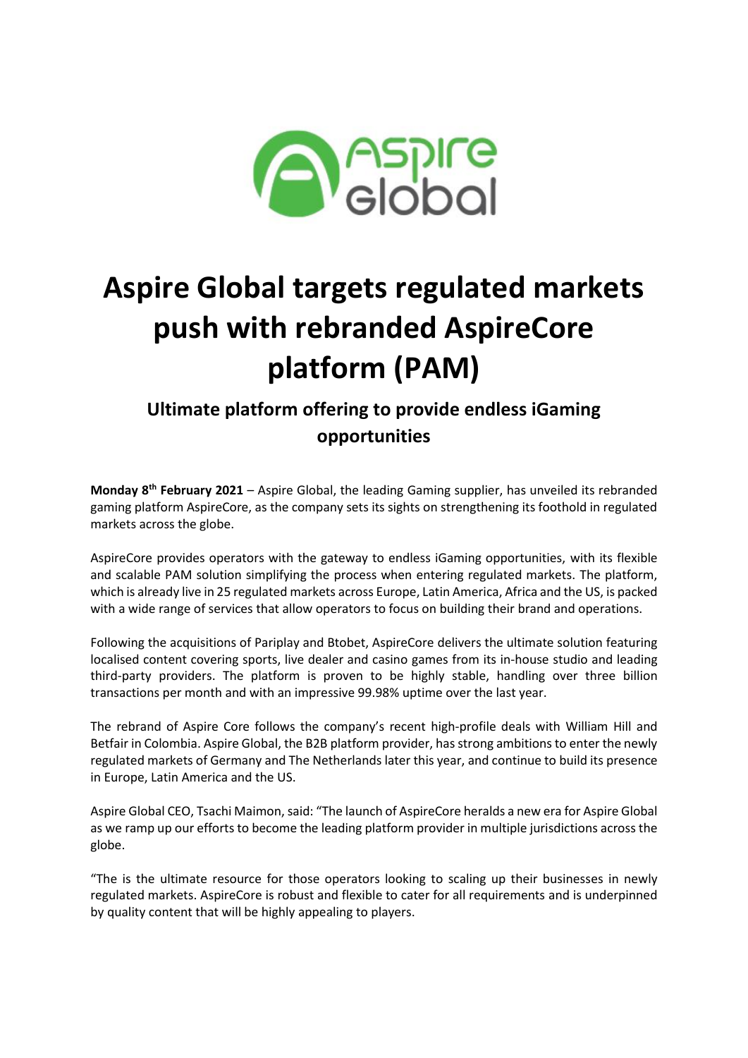# Aspire Global targets regulated markets push with rebranded AspireCore platform (PAM)

## Ultimate platform offering to provide endless iGaming opportunities

**Monday 8th February 2021** – Aspire Global, the leading Gaming supplier, has unveiled its rebranded gaming platform AspireCore, as the company sets its sights on strengthening its foothold in regulated markets across the globe.

AspireCore provides operators with the gateway to endless iGaming opportunities, with its flexible and scalable PAM solution simplifying the process when entering regulated markets. The platform, which is already live in 25 regulated markets across Europe, Latin America, Africa and the US, is packed with a wide range of services that allow operators to focus on building their brand and operations.

Following the acquisitions of Pariplay and Btobet, AspireCore delivers the ultimate solution featuring localised content covering sports, live dealer and casino games from its in-house studio and leading third-party providers. The platform is proven to be highly stable, handling over three billion transactions per month and with an impressive 99.98% uptime over the last year.

The rebrand of Aspire Core follows the company's recent high-profile deals with William Hill and Betfair in Colombia. Aspire Global, the B2B platform provider, has strong ambitions to enter the newly regulated markets of Germany and The Netherlands later this year, and continue to build its presence in Europe, Latin America and the US.

Aspire Global CEO, Tsachi Maimon, said: "The launch of AspireCore heralds a new era for Aspire Global as we ramp up our efforts to become the leading platform provider in multiple jurisdictions across the globe.

"The is the ultimate resource for those operators looking to scaling up their businesses in newly regulated markets. AspireCore is robust and flexible to cater for all requirements and is underpinned by quality content that will be highly appealing to players.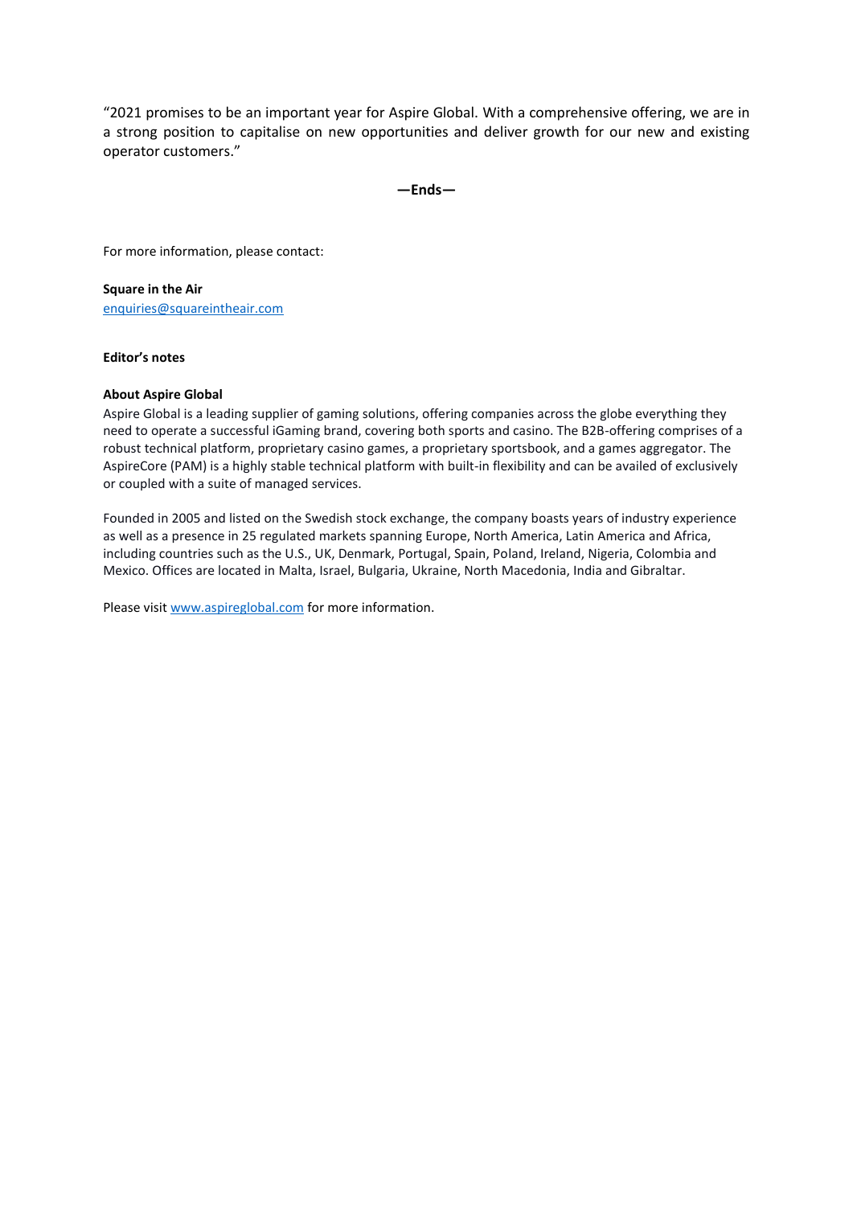"2021 promises to be an important year for Aspire Global. With a comprehensive offering, we are in a strong position to capitalise on new opportunities and deliver growth for our new and existing operator customers."

**—Ends—**

For more information, please contact:

**Square in the Air**
[enquiries@squareintheair.com](mailto:enquiries@squareintheair.com)

**Editor's notes**

**About Aspire Global**
Aspire Global is a leading supplier of gaming solutions, offering companies across the globe everything they need to operate a successful iGaming brand, covering both sports and casino. The B2B-offering comprises of a robust technical platform, proprietary casino games, a proprietary sportsbook, and a games aggregator. The AspireCore (PAM) is a highly stable technical platform with built-in flexibility and can be availed of exclusively or coupled with a suite of managed services.

Founded in 2005 and listed on the Swedish stock exchange, the company boasts years of industry experience as well as a presence in 25 regulated markets spanning Europe, North America, Latin America and Africa, including countries such as the U.S., UK, Denmark, Portugal, Spain, Poland, Ireland, Nigeria, Colombia and Mexico. Offices are located in Malta, Israel, Bulgaria, Ukraine, North Macedonia, India and Gibraltar.

Please visit [www.aspireglobal.com](http://www.aspireglobal.com) for more information.